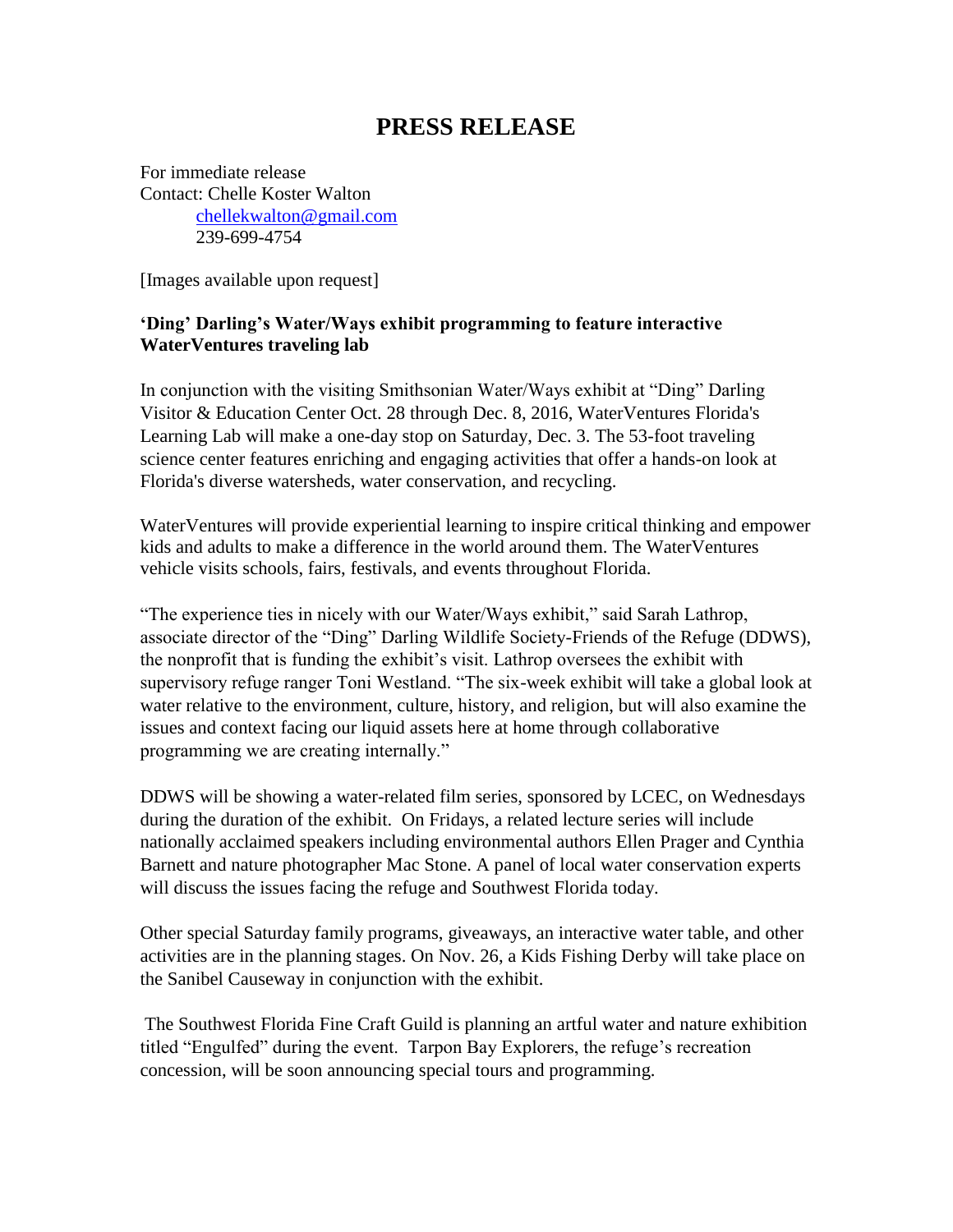# PRESS RELEASE

For immediate release
Contact: Chelle Koster Walton
chellekwalton@gmail.com
239-699-4754

[Images available upon request]

**'Ding' Darling's Water/Ways exhibit programming to feature interactive WaterVentures traveling lab**

In conjunction with the visiting Smithsonian Water/Ways exhibit at "Ding" Darling Visitor & Education Center Oct. 28 through Dec. 8, 2016, WaterVentures Florida's Learning Lab will make a one-day stop on Saturday, Dec. 3. The 53-foot traveling science center features enriching and engaging activities that offer a hands-on look at Florida's diverse watersheds, water conservation, and recycling.

WaterVentures will provide experiential learning to inspire critical thinking and empower kids and adults to make a difference in the world around them. The WaterVentures vehicle visits schools, fairs, festivals, and events throughout Florida.

"The experience ties in nicely with our Water/Ways exhibit," said Sarah Lathrop, associate director of the "Ding" Darling Wildlife Society-Friends of the Refuge (DDWS), the nonprofit that is funding the exhibit's visit. Lathrop oversees the exhibit with supervisory refuge ranger Toni Westland. "The six-week exhibit will take a global look at water relative to the environment, culture, history, and religion, but will also examine the issues and context facing our liquid assets here at home through collaborative programming we are creating internally."

DDWS will be showing a water-related film series, sponsored by LCEC, on Wednesdays during the duration of the exhibit. On Fridays, a related lecture series will include nationally acclaimed speakers including environmental authors Ellen Prager and Cynthia Barnett and nature photographer Mac Stone. A panel of local water conservation experts will discuss the issues facing the refuge and Southwest Florida today.

Other special Saturday family programs, giveaways, an interactive water table, and other activities are in the planning stages. On Nov. 26, a Kids Fishing Derby will take place on the Sanibel Causeway in conjunction with the exhibit.

The Southwest Florida Fine Craft Guild is planning an artful water and nature exhibition titled "Engulfed" during the event. Tarpon Bay Explorers, the refuge's recreation concession, will be soon announcing special tours and programming.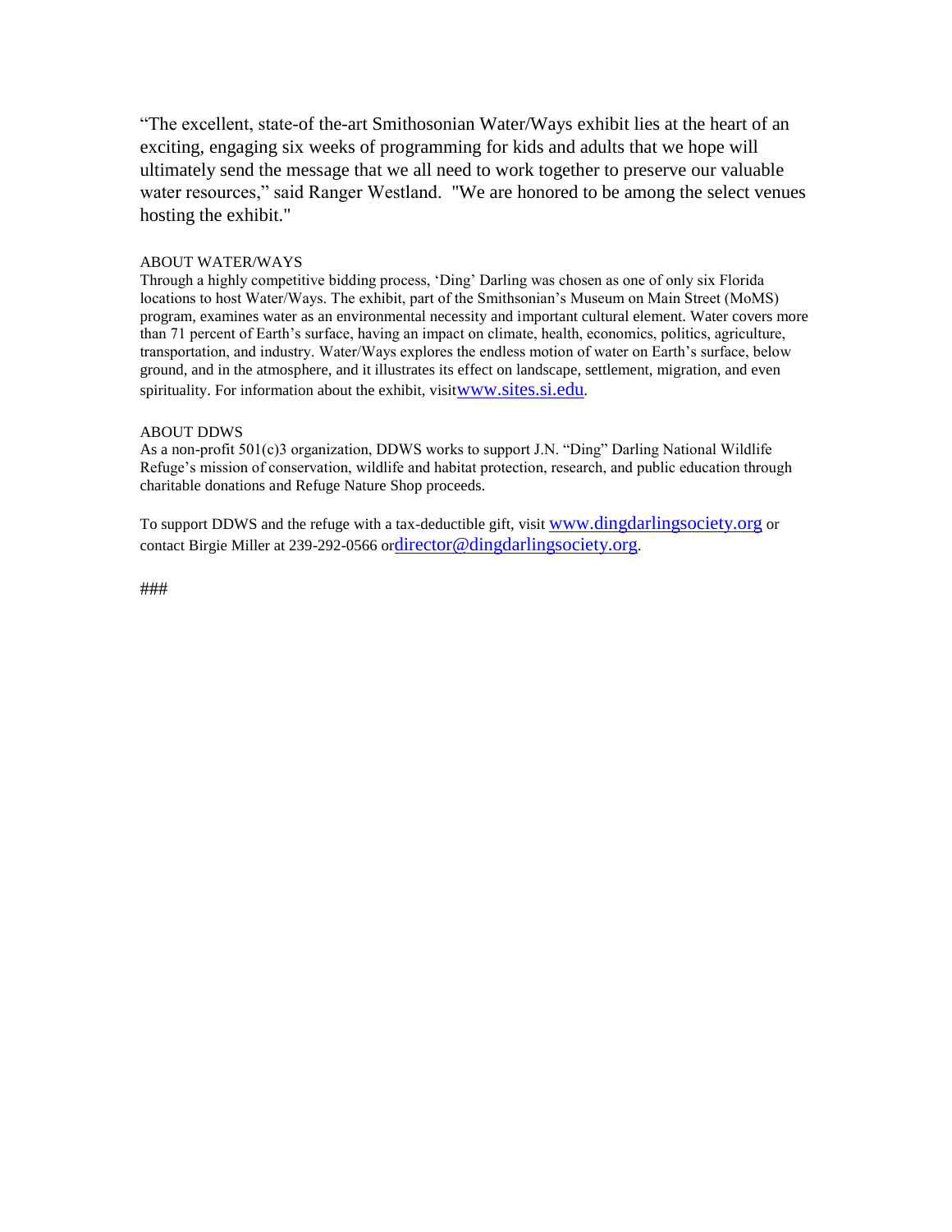"The excellent, state-of the-art Smithosonian Water/Ways exhibit lies at the heart of an exciting, engaging six weeks of programming for kids and adults that we hope will ultimately send the message that we all need to work together to preserve our valuable water resources," said Ranger Westland. "We are honored to be among the select venues hosting the exhibit."

ABOUT WATER/WAYS

Through a highly competitive bidding process, 'Ding' Darling was chosen as one of only six Florida locations to host Water/Ways. The exhibit, part of the Smithsonian's Museum on Main Street (MoMS) program, examines water as an environmental necessity and important cultural element. Water covers more than 71 percent of Earth's surface, having an impact on climate, health, economics, politics, agriculture, transportation, and industry. Water/Ways explores the endless motion of water on Earth's surface, below ground, and in the atmosphere, and it illustrates its effect on landscape, settlement, migration, and even spirituality. For information about the exhibit, visitwww.sites.si.edu.

ABOUT DDWS

As a non-profit 501(c)3 organization, DDWS works to support J.N. "Ding" Darling National Wildlife Refuge's mission of conservation, wildlife and habitat protection, research, and public education through charitable donations and Refuge Nature Shop proceeds.

To support DDWS and the refuge with a tax-deductible gift, visit www.dingdarlingsociety.org or contact Birgie Miller at 239-292-0566 ordirector@dingdarlingsociety.org.

###